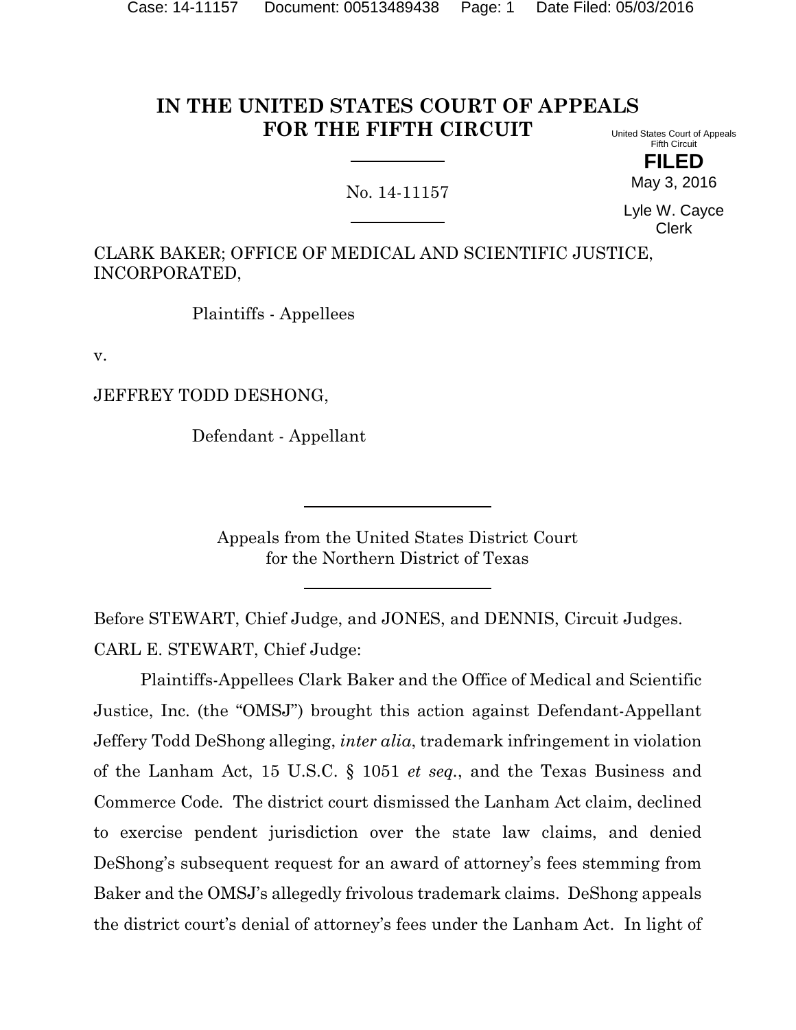# IN THE UNITED STATES COURT OF APPEALS FOR THE FIFTH CIRCUIT

United States Court of Appeals
Fifth Circuit

**FILED**

May 3, 2016

Lyle W. Cayce
Clerk

No. 14-11157

CLARK BAKER; OFFICE OF MEDICAL AND SCIENTIFIC JUSTICE, INCORPORATED,

Plaintiffs - Appellees

v.

JEFFREY TODD DESHONG,

Defendant - Appellant

Appeals from the United States District Court
for the Northern District of Texas

Before STEWART, Chief Judge, and JONES, and DENNIS, Circuit Judges.

CARL E. STEWART, Chief Judge:

Plaintiffs-Appellees Clark Baker and the Office of Medical and Scientific Justice, Inc. (the "OMSJ") brought this action against Defendant-Appellant Jeffery Todd DeShong alleging, *inter alia*, trademark infringement in violation of the Lanham Act, 15 U.S.C. § 1051 *et seq.*, and the Texas Business and Commerce Code. The district court dismissed the Lanham Act claim, declined to exercise pendent jurisdiction over the state law claims, and denied DeShong's subsequent request for an award of attorney's fees stemming from Baker and the OMSJ's allegedly frivolous trademark claims. DeShong appeals the district court's denial of attorney's fees under the Lanham Act. In light of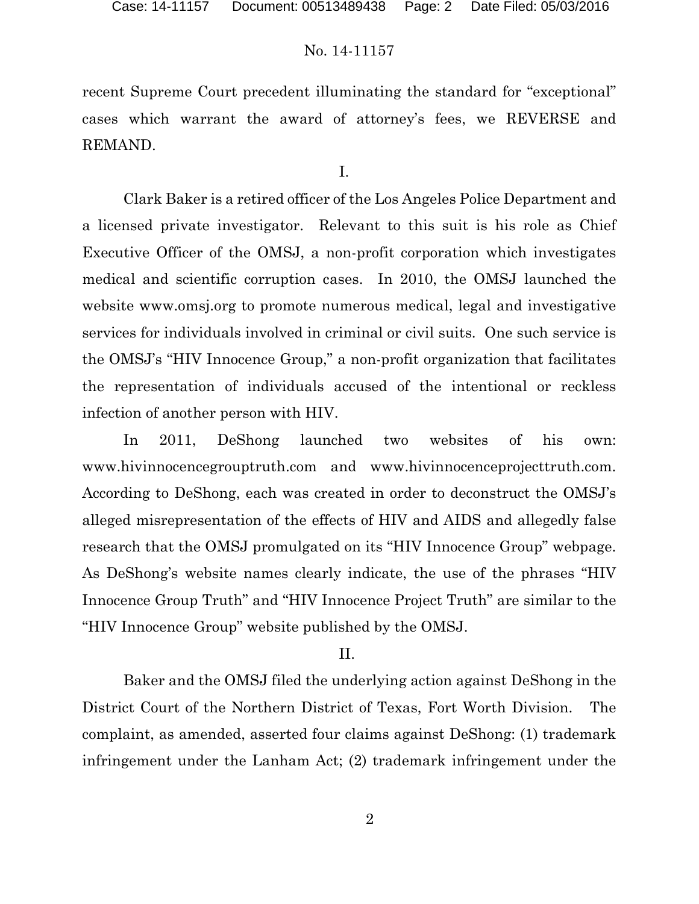recent Supreme Court precedent illuminating the standard for "exceptional" cases which warrant the award of attorney's fees, we REVERSE and REMAND.

I.

Clark Baker is a retired officer of the Los Angeles Police Department and a licensed private investigator. Relevant to this suit is his role as Chief Executive Officer of the OMSJ, a non-profit corporation which investigates medical and scientific corruption cases. In 2010, the OMSJ launched the website www.omsj.org to promote numerous medical, legal and investigative services for individuals involved in criminal or civil suits. One such service is the OMSJ's "HIV Innocence Group," a non-profit organization that facilitates the representation of individuals accused of the intentional or reckless infection of another person with HIV.

In 2011, DeShong launched two websites of his own: www.hivinnocencegrouptruth.com and www.hivinnocenceprojecttruth.com. According to DeShong, each was created in order to deconstruct the OMSJ's alleged misrepresentation of the effects of HIV and AIDS and allegedly false research that the OMSJ promulgated on its "HIV Innocence Group" webpage. As DeShong's website names clearly indicate, the use of the phrases "HIV Innocence Group Truth" and "HIV Innocence Project Truth" are similar to the "HIV Innocence Group" website published by the OMSJ.

II.

Baker and the OMSJ filed the underlying action against DeShong in the District Court of the Northern District of Texas, Fort Worth Division. The complaint, as amended, asserted four claims against DeShong: (1) trademark infringement under the Lanham Act; (2) trademark infringement under the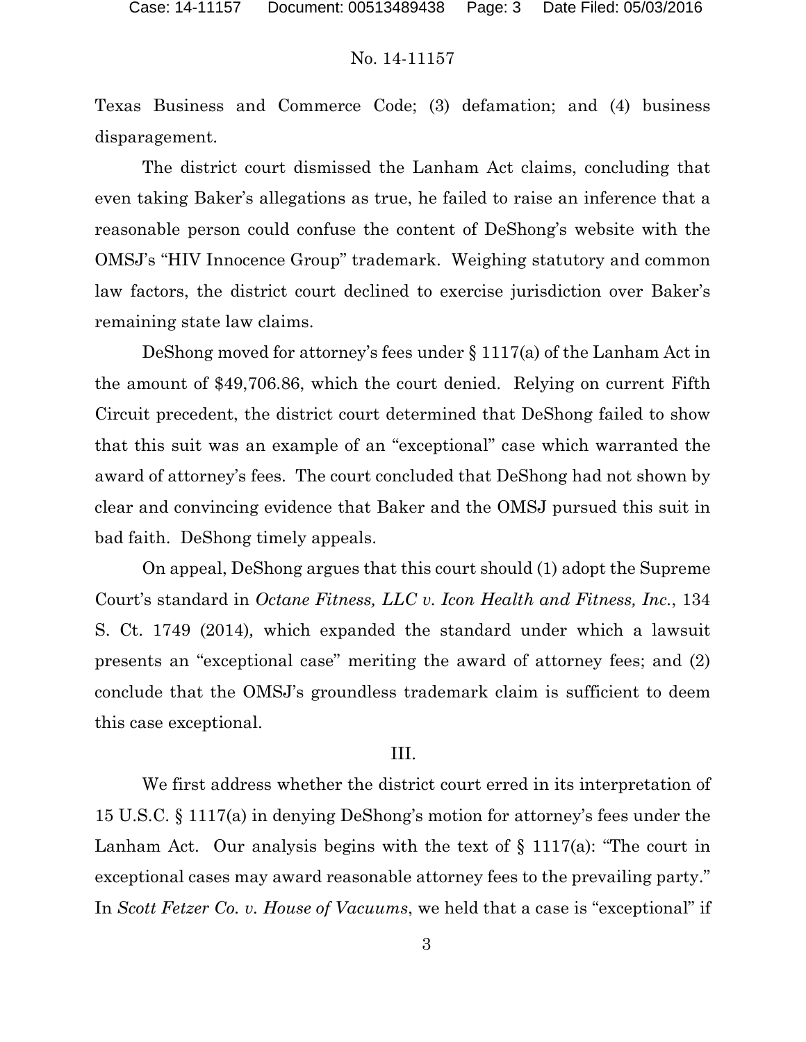Texas Business and Commerce Code; (3) defamation; and (4) business disparagement.

The district court dismissed the Lanham Act claims, concluding that even taking Baker's allegations as true, he failed to raise an inference that a reasonable person could confuse the content of DeShong's website with the OMSJ's "HIV Innocence Group" trademark. Weighing statutory and common law factors, the district court declined to exercise jurisdiction over Baker's remaining state law claims.

DeShong moved for attorney's fees under § 1117(a) of the Lanham Act in the amount of $49,706.86, which the court denied. Relying on current Fifth Circuit precedent, the district court determined that DeShong failed to show that this suit was an example of an "exceptional" case which warranted the award of attorney's fees. The court concluded that DeShong had not shown by clear and convincing evidence that Baker and the OMSJ pursued this suit in bad faith. DeShong timely appeals.

On appeal, DeShong argues that this court should (1) adopt the Supreme Court's standard in *Octane Fitness, LLC v. Icon Health and Fitness, Inc.*, 134 S. Ct. 1749 (2014)*,* which expanded the standard under which a lawsuit presents an "exceptional case" meriting the award of attorney fees; and (2) conclude that the OMSJ's groundless trademark claim is sufficient to deem this case exceptional.

III.

We first address whether the district court erred in its interpretation of 15 U.S.C. § 1117(a) in denying DeShong's motion for attorney's fees under the Lanham Act. Our analysis begins with the text of § 1117(a): "The court in exceptional cases may award reasonable attorney fees to the prevailing party." In *Scott Fetzer Co. v. House of Vacuums*, we held that a case is "exceptional" if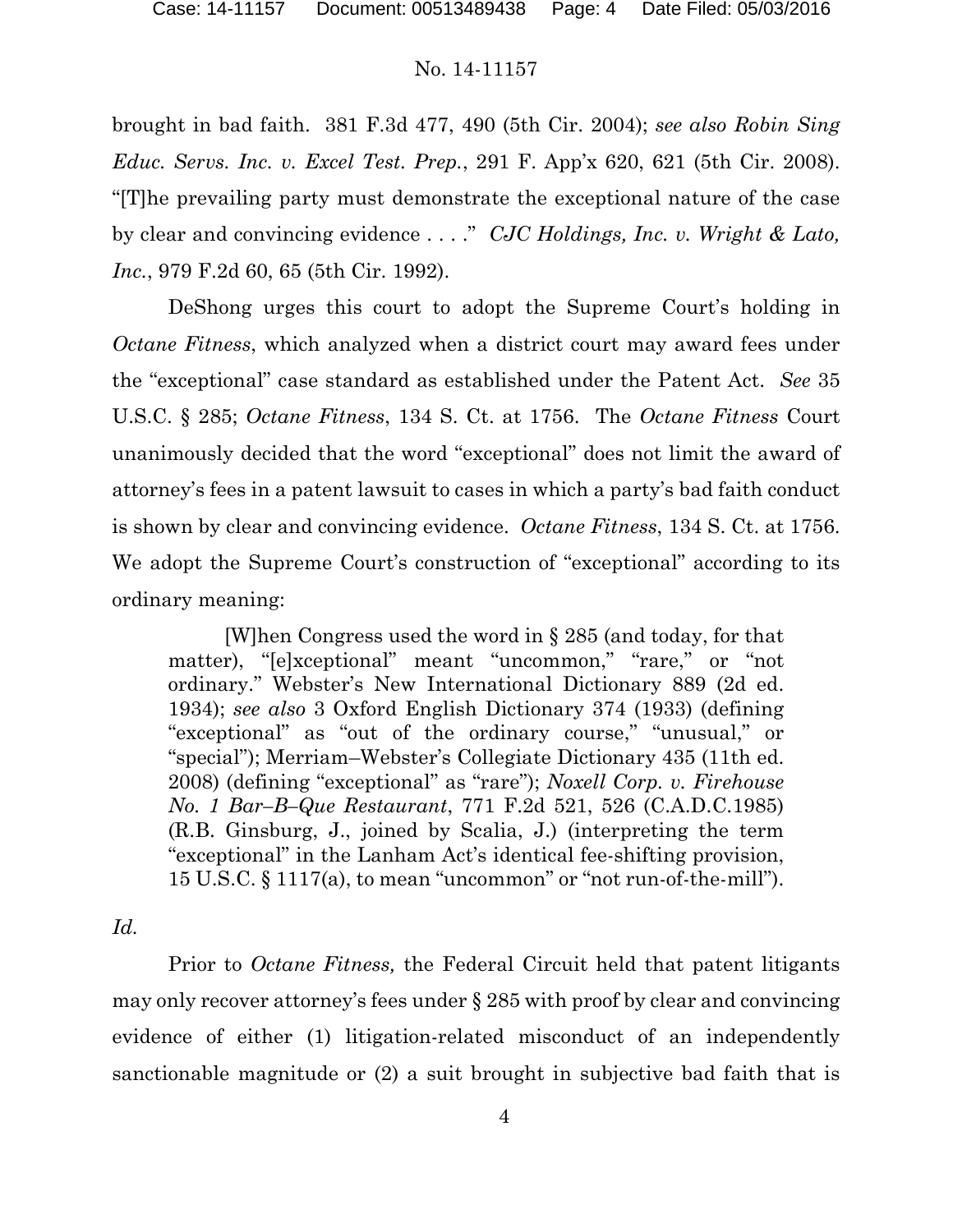brought in bad faith. 381 F.3d 477, 490 (5th Cir. 2004); *see also Robin Sing Educ. Servs. Inc. v. Excel Test. Prep.*, 291 F. App'x 620, 621 (5th Cir. 2008). "[T]he prevailing party must demonstrate the exceptional nature of the case by clear and convincing evidence . . . ." *CJC Holdings, Inc. v. Wright & Lato, Inc.*, 979 F.2d 60, 65 (5th Cir. 1992).

DeShong urges this court to adopt the Supreme Court's holding in *Octane Fitness*, which analyzed when a district court may award fees under the "exceptional" case standard as established under the Patent Act. *See* 35 U.S.C. § 285; *Octane Fitness*, 134 S. Ct. at 1756. The *Octane Fitness* Court unanimously decided that the word "exceptional" does not limit the award of attorney's fees in a patent lawsuit to cases in which a party's bad faith conduct is shown by clear and convincing evidence. *Octane Fitness*, 134 S. Ct. at 1756. We adopt the Supreme Court's construction of "exceptional" according to its ordinary meaning:

> [W]hen Congress used the word in § 285 (and today, for that matter), "[e]xceptional" meant "uncommon," "rare," or "not ordinary." Webster's New International Dictionary 889 (2d ed. 1934); *see also* 3 Oxford English Dictionary 374 (1933) (defining "exceptional" as "out of the ordinary course," "unusual," or "special"); Merriam–Webster's Collegiate Dictionary 435 (11th ed. 2008) (defining "exceptional" as "rare"); *Noxell Corp. v. Firehouse No. 1 Bar–B–Que Restaurant*, 771 F.2d 521, 526 (C.A.D.C.1985) (R.B. Ginsburg, J., joined by Scalia, J.) (interpreting the term "exceptional" in the Lanham Act's identical fee-shifting provision, 15 U.S.C. § 1117(a), to mean "uncommon" or "not run-of-the-mill").

*Id.*

Prior to *Octane Fitness,* the Federal Circuit held that patent litigants may only recover attorney's fees under § 285 with proof by clear and convincing evidence of either (1) litigation-related misconduct of an independently sanctionable magnitude or (2) a suit brought in subjective bad faith that is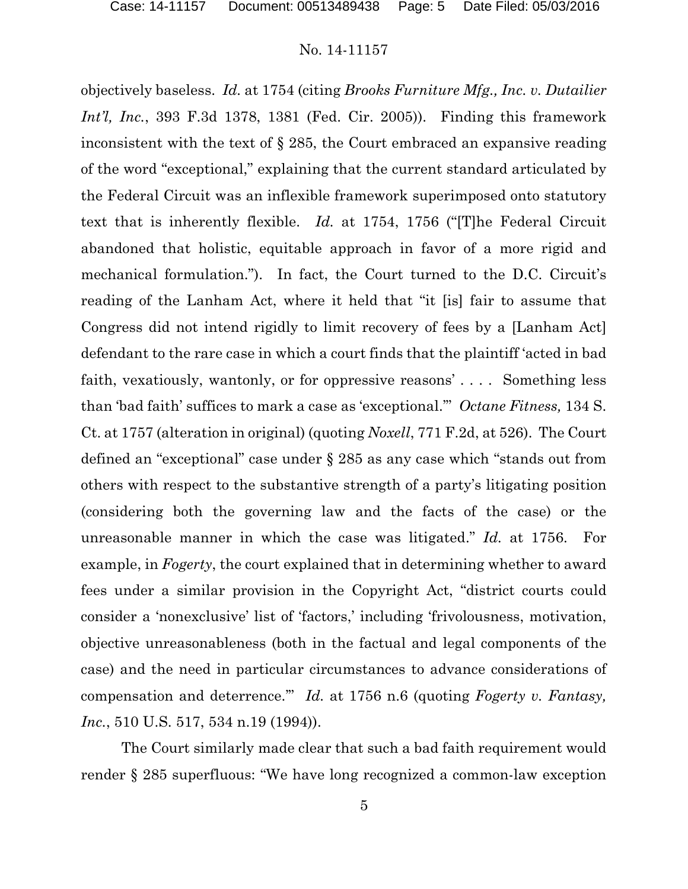objectively baseless. *Id.* at 1754 (citing *Brooks Furniture Mfg., Inc. v. Dutailier Int'l, Inc.*, 393 F.3d 1378, 1381 (Fed. Cir. 2005)). Finding this framework inconsistent with the text of § 285, the Court embraced an expansive reading of the word "exceptional," explaining that the current standard articulated by the Federal Circuit was an inflexible framework superimposed onto statutory text that is inherently flexible. *Id.* at 1754, 1756 ("[T]he Federal Circuit abandoned that holistic, equitable approach in favor of a more rigid and mechanical formulation."). In fact, the Court turned to the D.C. Circuit's reading of the Lanham Act, where it held that "it [is] fair to assume that Congress did not intend rigidly to limit recovery of fees by a [Lanham Act] defendant to the rare case in which a court finds that the plaintiff 'acted in bad faith, vexatiously, wantonly, or for oppressive reasons' . . . . Something less than 'bad faith' suffices to mark a case as 'exceptional.'" *Octane Fitness,* 134 S. Ct. at 1757 (alteration in original) (quoting *Noxell*, 771 F.2d, at 526). The Court defined an "exceptional" case under § 285 as any case which "stands out from others with respect to the substantive strength of a party's litigating position (considering both the governing law and the facts of the case) or the unreasonable manner in which the case was litigated." *Id.* at 1756. For example, in *Fogerty*, the court explained that in determining whether to award fees under a similar provision in the Copyright Act, "district courts could consider a 'nonexclusive' list of 'factors,' including 'frivolousness, motivation, objective unreasonableness (both in the factual and legal components of the case) and the need in particular circumstances to advance considerations of compensation and deterrence.'" *Id.* at 1756 n.6 (quoting *Fogerty v. Fantasy, Inc.*, 510 U.S. 517, 534 n.19 (1994)).

The Court similarly made clear that such a bad faith requirement would render § 285 superfluous: "We have long recognized a common-law exception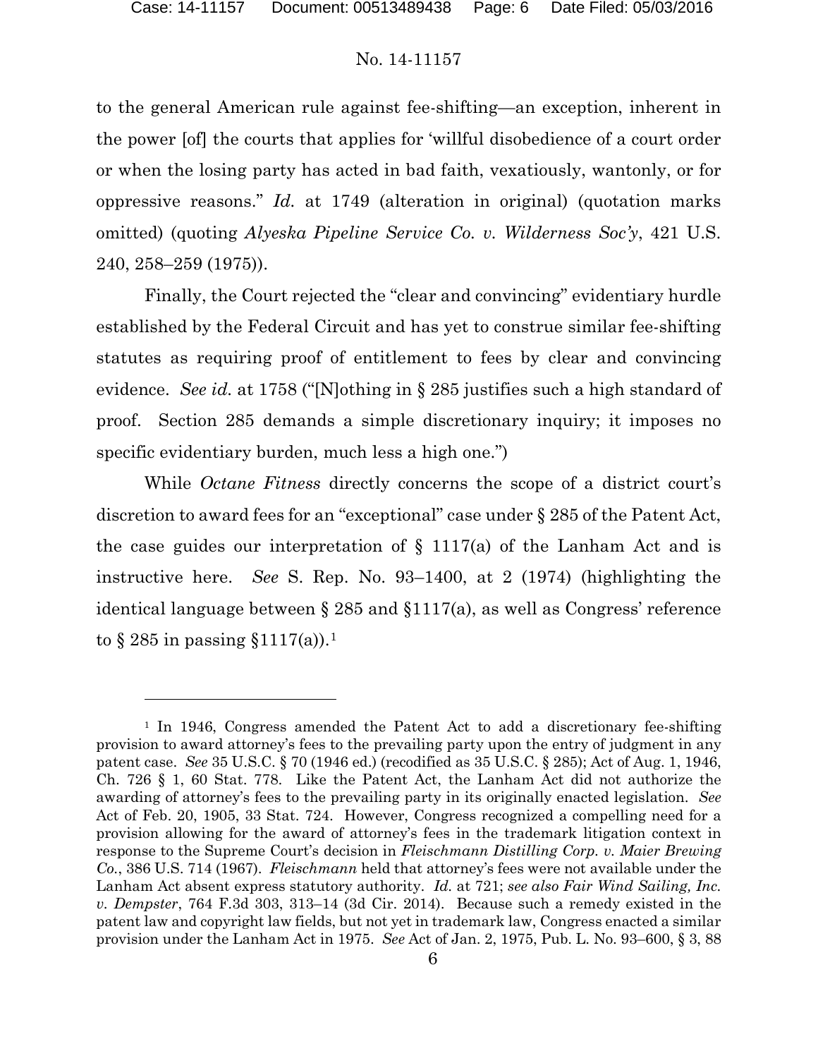to the general American rule against fee-shifting—an exception, inherent in the power [of] the courts that applies for 'willful disobedience of a court order or when the losing party has acted in bad faith, vexatiously, wantonly, or for oppressive reasons." *Id.* at 1749 (alteration in original) (quotation marks omitted) (quoting *Alyeska Pipeline Service Co. v. Wilderness Soc'y*, 421 U.S. 240, 258–259 (1975)).

Finally, the Court rejected the "clear and convincing" evidentiary hurdle established by the Federal Circuit and has yet to construe similar fee-shifting statutes as requiring proof of entitlement to fees by clear and convincing evidence. *See id.* at 1758 ("[N]othing in § 285 justifies such a high standard of proof. Section 285 demands a simple discretionary inquiry; it imposes no specific evidentiary burden, much less a high one.")

While *Octane Fitness* directly concerns the scope of a district court's discretion to award fees for an "exceptional" case under § 285 of the Patent Act, the case guides our interpretation of § 1117(a) of the Lanham Act and is instructive here. *See* S. Rep. No. 93–1400, at 2 (1974) (highlighting the identical language between § 285 and §1117(a), as well as Congress' reference to § 285 in passing §1117(a)).[1]

---

[1] In 1946, Congress amended the Patent Act to add a discretionary fee-shifting provision to award attorney's fees to the prevailing party upon the entry of judgment in any patent case. *See* 35 U.S.C. § 70 (1946 ed.) (recodified as 35 U.S.C. § 285); Act of Aug. 1, 1946, Ch. 726 § 1, 60 Stat. 778. Like the Patent Act, the Lanham Act did not authorize the awarding of attorney's fees to the prevailing party in its originally enacted legislation. *See* Act of Feb. 20, 1905, 33 Stat. 724. However, Congress recognized a compelling need for a provision allowing for the award of attorney's fees in the trademark litigation context in response to the Supreme Court's decision in *Fleischmann Distilling Corp. v. Maier Brewing Co.*, 386 U.S. 714 (1967). *Fleischmann* held that attorney's fees were not available under the Lanham Act absent express statutory authority. *Id.* at 721; *see also Fair Wind Sailing, Inc. v. Dempster*, 764 F.3d 303, 313–14 (3d Cir. 2014). Because such a remedy existed in the patent law and copyright law fields, but not yet in trademark law, Congress enacted a similar provision under the Lanham Act in 1975. *See* Act of Jan. 2, 1975, Pub. L. No. 93–600, § 3, 88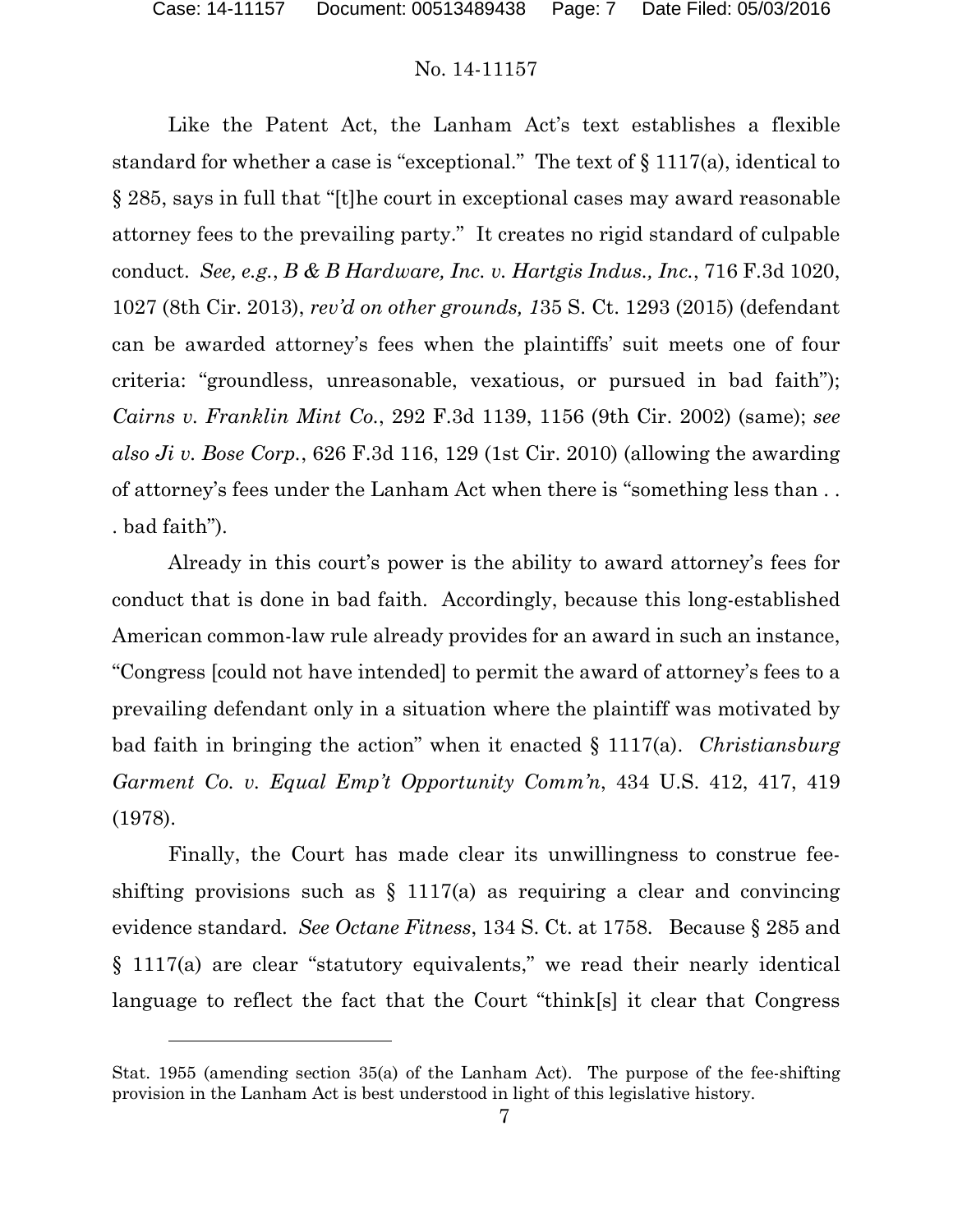Like the Patent Act, the Lanham Act's text establishes a flexible standard for whether a case is "exceptional." The text of § 1117(a), identical to § 285, says in full that "[t]he court in exceptional cases may award reasonable attorney fees to the prevailing party." It creates no rigid standard of culpable conduct. *See, e.g.*, *B & B Hardware, Inc. v. Hartgis Indus., Inc.*, 716 F.3d 1020, 1027 (8th Cir. 2013), *rev'd on other grounds, 1*35 S. Ct. 1293 (2015) (defendant can be awarded attorney's fees when the plaintiffs' suit meets one of four criteria: "groundless, unreasonable, vexatious, or pursued in bad faith"); *Cairns v. Franklin Mint Co.*, 292 F.3d 1139, 1156 (9th Cir. 2002) (same); *see also Ji v. Bose Corp.*, 626 F.3d 116, 129 (1st Cir. 2010) (allowing the awarding of attorney's fees under the Lanham Act when there is "something less than . . . bad faith").

Already in this court's power is the ability to award attorney's fees for conduct that is done in bad faith. Accordingly, because this long-established American common-law rule already provides for an award in such an instance, "Congress [could not have intended] to permit the award of attorney's fees to a prevailing defendant only in a situation where the plaintiff was motivated by bad faith in bringing the action" when it enacted § 1117(a). *Christiansburg Garment Co. v. Equal Emp't Opportunity Comm'n*, 434 U.S. 412, 417, 419 (1978).

Finally, the Court has made clear its unwillingness to construe fee-shifting provisions such as § 1117(a) as requiring a clear and convincing evidence standard. *See Octane Fitness*, 134 S. Ct. at 1758. Because § 285 and § 1117(a) are clear "statutory equivalents," we read their nearly identical language to reflect the fact that the Court "think[s] it clear that Congress

---

Stat. 1955 (amending section 35(a) of the Lanham Act). The purpose of the fee-shifting provision in the Lanham Act is best understood in light of this legislative history.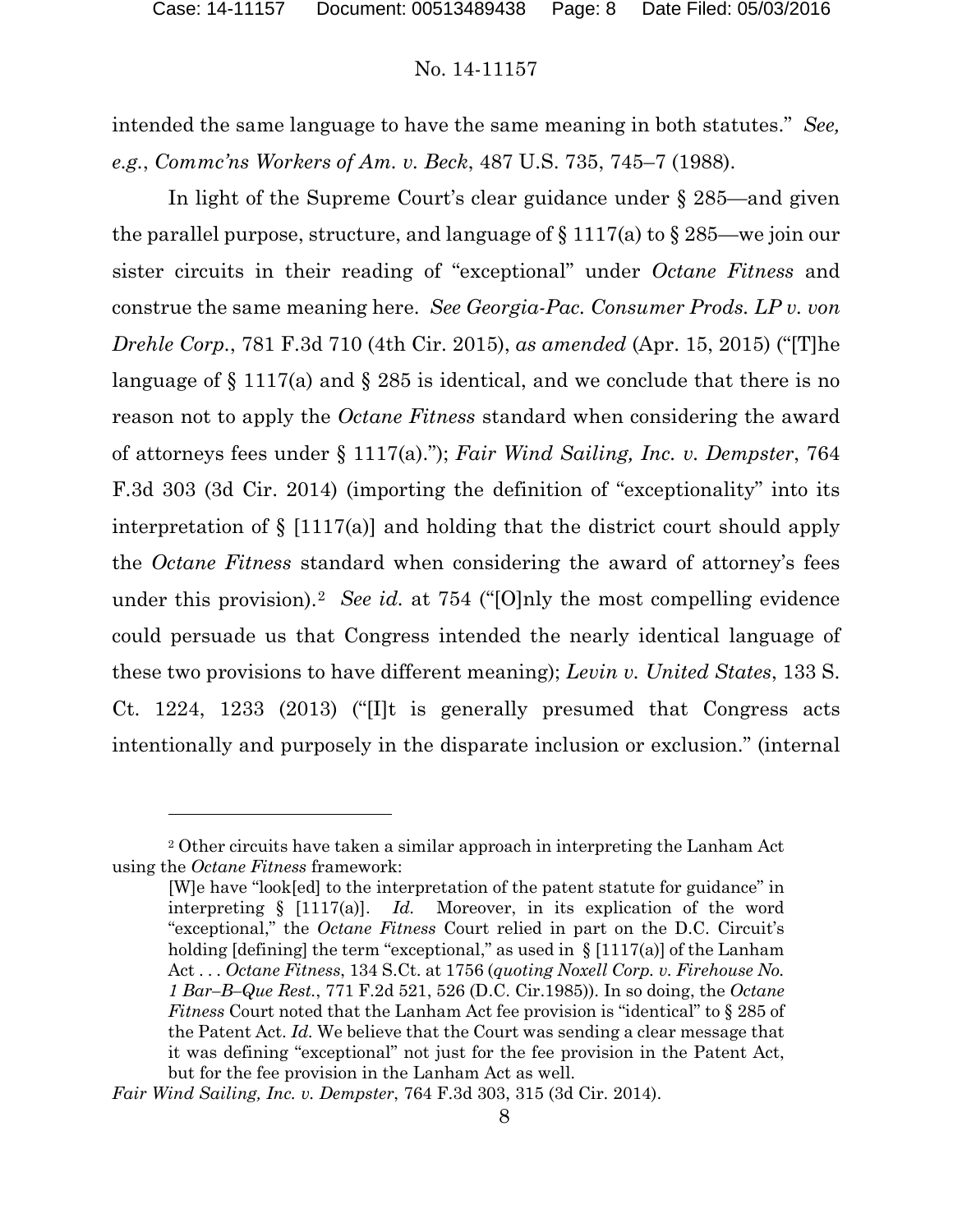intended the same language to have the same meaning in both statutes." *See, e.g.*, *Commc'ns Workers of Am. v. Beck*, 487 U.S. 735, 745–7 (1988).

In light of the Supreme Court's clear guidance under § 285—and given the parallel purpose, structure, and language of § 1117(a) to § 285—we join our sister circuits in their reading of "exceptional" under *Octane Fitness* and construe the same meaning here. *See Georgia-Pac. Consumer Prods. LP v. von Drehle Corp.*, 781 F.3d 710 (4th Cir. 2015), *as amended* (Apr. 15, 2015) ("[T]he language of § 1117(a) and § 285 is identical, and we conclude that there is no reason not to apply the *Octane Fitness* standard when considering the award of attorneys fees under § 1117(a)."); *Fair Wind Sailing, Inc. v. Dempster*, 764 F.3d 303 (3d Cir. 2014) (importing the definition of "exceptionality" into its interpretation of § [1117(a)] and holding that the district court should apply the *Octane Fitness* standard when considering the award of attorney's fees under this provision).[2] *See id.* at 754 ("[O]nly the most compelling evidence could persuade us that Congress intended the nearly identical language of these two provisions to have different meaning); *Levin v. United States*, 133 S. Ct. 1224, 1233 (2013) ("[I]t is generally presumed that Congress acts intentionally and purposely in the disparate inclusion or exclusion." (internal

---

[2] Other circuits have taken a similar approach in interpreting the Lanham Act using the *Octane Fitness* framework:

> [W]e have "look[ed] to the interpretation of the patent statute for guidance" in interpreting § [1117(a)]. *Id.* Moreover, in its explication of the word "exceptional," the *Octane Fitness* Court relied in part on the D.C. Circuit's holding [defining] the term "exceptional," as used in § [1117(a)] of the Lanham Act . . . *Octane Fitness*, 134 S.Ct. at 1756 (*quoting Noxell Corp. v. Firehouse No. 1 Bar–B–Que Rest.*, 771 F.2d 521, 526 (D.C. Cir.1985)). In so doing, the *Octane Fitness* Court noted that the Lanham Act fee provision is "identical" to § 285 of the Patent Act. *Id.* We believe that the Court was sending a clear message that it was defining "exceptional" not just for the fee provision in the Patent Act, but for the fee provision in the Lanham Act as well.

*Fair Wind Sailing, Inc. v. Dempster*, 764 F.3d 303, 315 (3d Cir. 2014).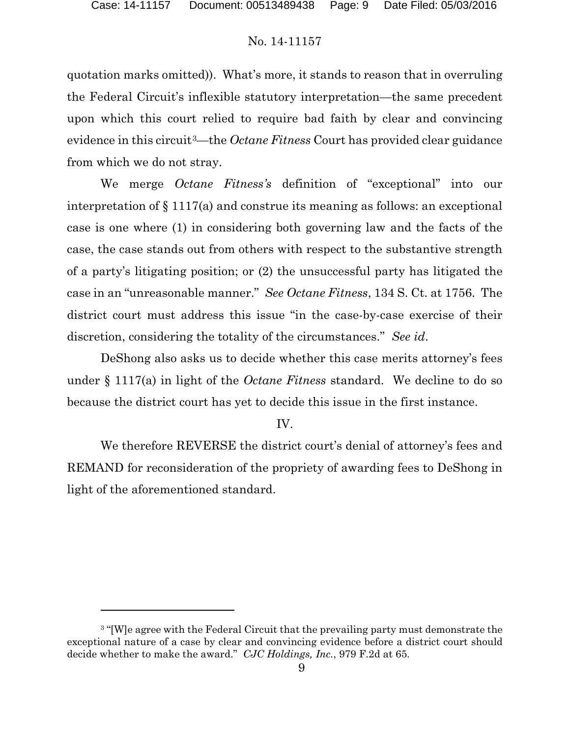quotation marks omitted)). What's more, it stands to reason that in overruling the Federal Circuit's inflexible statutory interpretation—the same precedent upon which this court relied to require bad faith by clear and convincing evidence in this circuit[3]—the *Octane Fitness* Court has provided clear guidance from which we do not stray.

We merge *Octane Fitness's* definition of "exceptional" into our interpretation of § 1117(a) and construe its meaning as follows: an exceptional case is one where (1) in considering both governing law and the facts of the case, the case stands out from others with respect to the substantive strength of a party's litigating position; or (2) the unsuccessful party has litigated the case in an "unreasonable manner." *See Octane Fitness*, 134 S. Ct. at 1756. The district court must address this issue "in the case-by-case exercise of their discretion, considering the totality of the circumstances." *See id*.

DeShong also asks us to decide whether this case merits attorney's fees under § 1117(a) in light of the *Octane Fitness* standard. We decline to do so because the district court has yet to decide this issue in the first instance.

IV.

We therefore REVERSE the district court's denial of attorney's fees and REMAND for reconsideration of the propriety of awarding fees to DeShong in light of the aforementioned standard.

---

[3] "[W]e agree with the Federal Circuit that the prevailing party must demonstrate the exceptional nature of a case by clear and convincing evidence before a district court should decide whether to make the award." *CJC Holdings, Inc.*, 979 F.2d at 65.